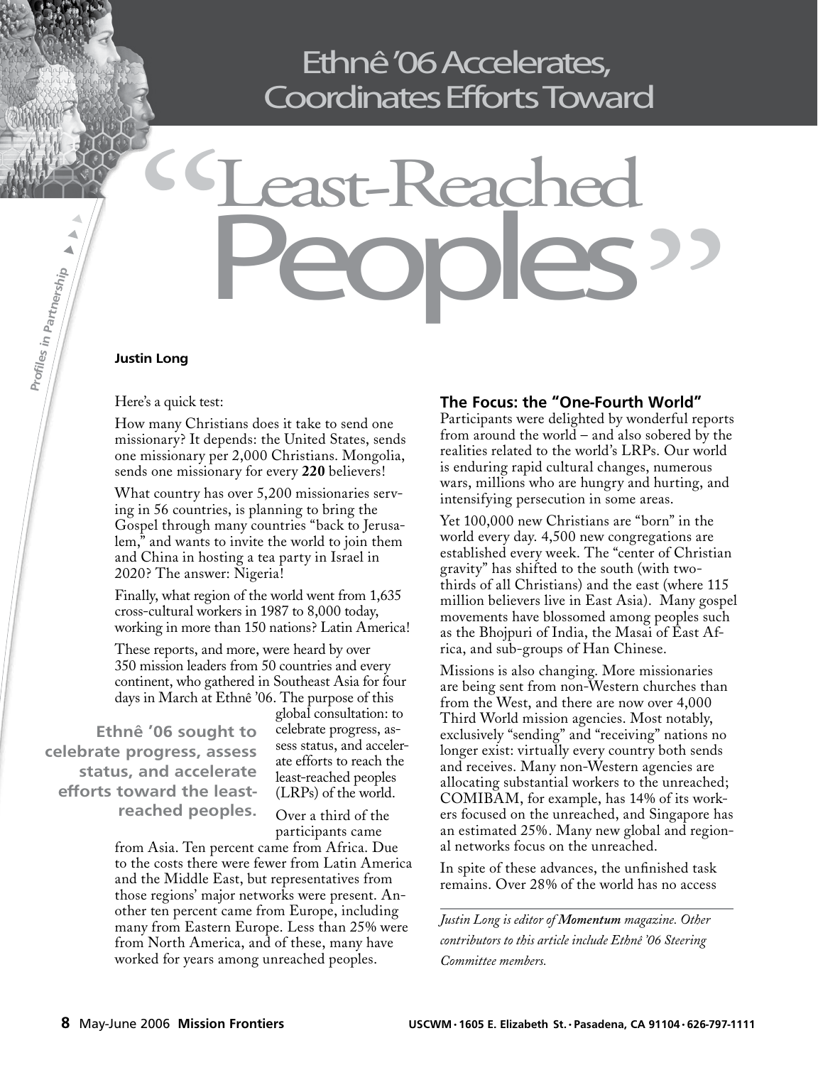# Ethnê '06 Accelerates, Coordinates Efforts Toward "Least-Reached Peoples"

Profiles in Partnership

**Justin Long**

Here's a quick test:

How many Christians does it take to send one missionary? It depends: the United States, sends one missionary per 2,000 Christians. Mongolia, sends one missionary for every **220** believers!

What country has over 5,200 missionaries serving in 56 countries, is planning to bring the Gospel through many countries "back to Jerusalem," and wants to invite the world to join them and China in hosting a tea party in Israel in 2020? The answer: Nigeria!

Finally, what region of the world went from 1,635 cross-cultural workers in 1987 to 8,000 today, working in more than 150 nations? Latin America!

These reports, and more, were heard by over 350 mission leaders from 50 countries and every continent, who gathered in Southeast Asia for four days in March at Ethnê '06. The purpose of this global consultation: to celebrate progress, assess status, and accelerate efforts to reach the least-reached peoples (LRPs) of the world.

**Ethnê '06 sought to celebrate progress, assess status, and accelerate efforts toward the least-reached peoples.**

Over a third of the participants came from Asia. Ten percent came from Africa. Due to the costs there were fewer from Latin America and the Middle East, but representatives from those regions' major networks were present. Another ten percent came from Europe, including many from Eastern Europe. Less than 25% were from North America, and of these, many have worked for years among unreached peoples.

## The Focus: the "One-Fourth World"

Participants were delighted by wonderful reports from around the world – and also sobered by the realities related to the world's LRPs. Our world is enduring rapid cultural changes, numerous wars, millions who are hungry and hurting, and intensifying persecution in some areas.

Yet 100,000 new Christians are "born" in the world every day. 4,500 new congregations are established every week. The "center of Christian gravity" has shifted to the south (with two-thirds of all Christians) and the east (where 115 million believers live in East Asia). Many gospel movements have blossomed among peoples such as the Bhojpuri of India, the Masai of East Africa, and sub-groups of Han Chinese.

Missions is also changing. More missionaries are being sent from non-Western churches than from the West, and there are now over 4,000 Third World mission agencies. Most notably, exclusively "sending" and "receiving" nations no longer exist: virtually every country both sends and receives. Many non-Western agencies are allocating substantial workers to the unreached; COMIBAM, for example, has 14% of its workers focused on the unreached, and Singapore has an estimated 25%. Many new global and regional networks focus on the unreached.

In spite of these advances, the unfinished task remains. Over 28% of the world has no access

*Justin Long is editor of **Momentum** magazine. Other contributors to this article include Ethnê '06 Steering Committee members.*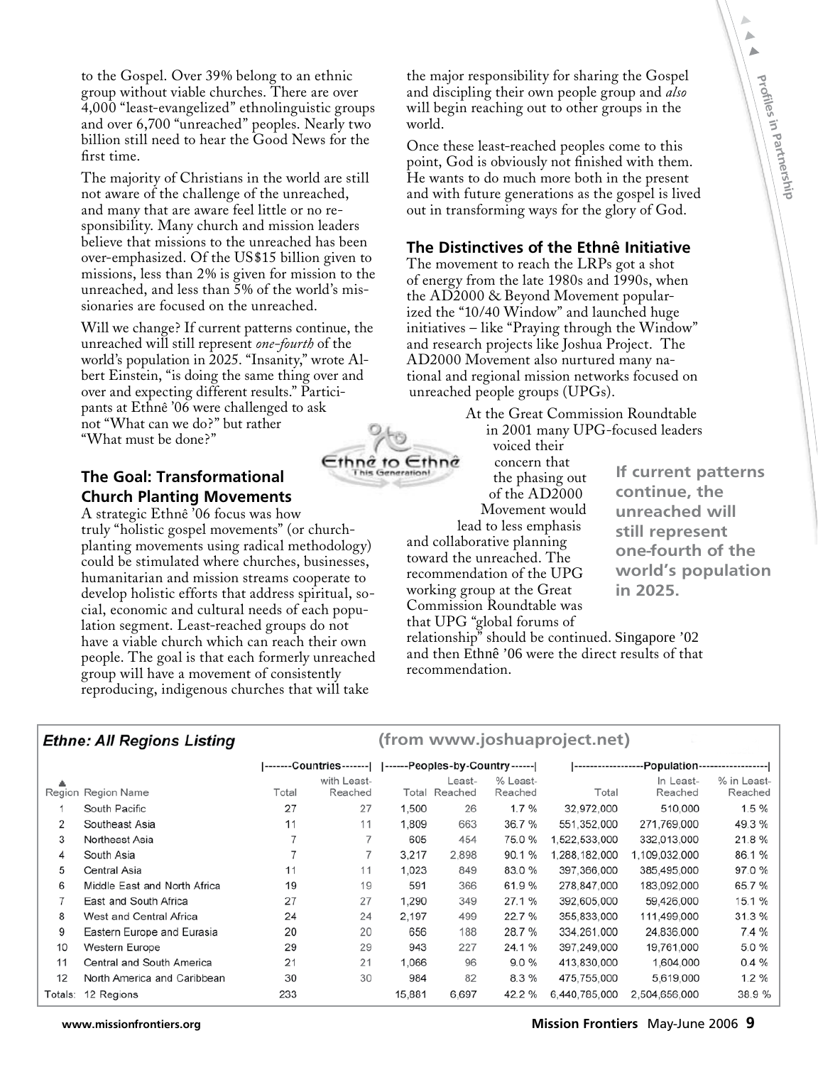to the Gospel. Over 39% belong to an ethnic group without viable churches. There are over 4,000 "least-evangelized" ethnolinguistic groups and over 6,700 "unreached" peoples. Nearly two billion still need to hear the Good News for the first time.

The majority of Christians in the world are still not aware of the challenge of the unreached, and many that are aware feel little or no responsibility. Many church and mission leaders believe that missions to the unreached has been over-emphasized. Of the US$15 billion given to missions, less than 2% is given for mission to the unreached, and less than 5% of the world's missionaries are focused on the unreached.

Will we change? If current patterns continue, the unreached will still represent *one-fourth* of the world's population in 2025. "Insanity," wrote Albert Einstein, "is doing the same thing over and over and expecting different results." Participants at Ethnê '06 were challenged to ask not "What can we do?" but rather "What must be done?"

## The Goal: Transformational Church Planting Movements

A strategic Ethnê '06 focus was how truly "holistic gospel movements" (or church-planting movements using radical methodology) could be stimulated where churches, businesses, humanitarian and mission streams cooperate to develop holistic efforts that address spiritual, social, economic and cultural needs of each population segment. Least-reached groups do not have a viable church which can reach their own people. The goal is that each formerly unreached group will have a movement of consistently reproducing, indigenous churches that will take the major responsibility for sharing the Gospel and discipling their own people group and *also* will begin reaching out to other groups in the world.

Once these least-reached peoples come to this point, God is obviously not finished with them. He wants to do much more both in the present and with future generations as the gospel is lived out in transforming ways for the glory of God.

## The Distinctives of the Ethnê Initiative

The movement to reach the LRPs got a shot of energy from the late 1980s and 1990s, when the AD2000 & Beyond Movement popularized the "10/40 Window" and launched huge initiatives – like "Praying through the Window" and research projects like Joshua Project. The AD2000 Movement also nurtured many national and regional mission networks focused on unreached people groups (UPGs).

At the Great Commission Roundtable in 2001 many UPG-focused leaders voiced their concern that the phasing out of the AD2000 Movement would lead to less emphasis and collaborative planning toward the unreached. The recommendation of the UPG working group at the Great Commission Roundtable was that UPG "global forums of relationship" should be continued. Singapore '02 and then Ethnê '06 were the direct results of that recommendation.

**If current patterns continue, the unreached will still represent one-fourth of the world's population in 2025.**

**Ethne: All Regions Listing** (from www.joshuaproject.net)

| | | Countries | | Peoples-by-Country | | | Population | | |
|---|---|---|---|---|---|---|---|---|---|
| Region | Region Name | Total | with Least-Reached | Total | Least-Reached | % Least-Reached | Total | In Least-Reached | % in Least-Reached |
| 1 | South Pacific | 27 | 27 | 1,500 | 26 | 1.7 % | 32,972,000 | 510,000 | 1.5 % |
| 2 | Southeast Asia | 11 | 11 | 1,809 | 663 | 36.7 % | 551,352,000 | 271,769,000 | 49.3 % |
| 3 | Northeast Asia | 7 | 7 | 605 | 454 | 75.0 % | 1,522,533,000 | 332,013,000 | 21.8 % |
| 4 | South Asia | 7 | 7 | 3,217 | 2,898 | 90.1 % | 1,288,182,000 | 1,109,032,000 | 86.1 % |
| 5 | Central Asia | 11 | 11 | 1,023 | 849 | 83.0 % | 397,366,000 | 385,495,000 | 97.0 % |
| 6 | Middle East and North Africa | 19 | 19 | 591 | 366 | 61.9 % | 278,847,000 | 183,092,000 | 65.7 % |
| 7 | East and South Africa | 27 | 27 | 1,290 | 349 | 27.1 % | 392,605,000 | 59,426,000 | 15.1 % |
| 8 | West and Central Africa | 24 | 24 | 2,197 | 499 | 22.7 % | 355,833,000 | 111,499,000 | 31.3 % |
| 9 | Eastern Europe and Eurasia | 20 | 20 | 656 | 188 | 28.7 % | 334,261,000 | 24,836,000 | 7.4 % |
| 10 | Western Europe | 29 | 29 | 943 | 227 | 24.1 % | 397,249,000 | 19,761,000 | 5.0 % |
| 11 | Central and South America | 21 | 21 | 1,066 | 96 | 9.0 % | 413,830,000 | 1,604,000 | 0.4 % |
| 12 | North America and Caribbean | 30 | 30 | 984 | 82 | 8.3 % | 475,755,000 | 5,619,000 | 1.2 % |
| Totals: | 12 Regions | 233 | | 15,881 | 6,697 | 42.2 % | 6,440,785,000 | 2,504,656,000 | 38.9 % |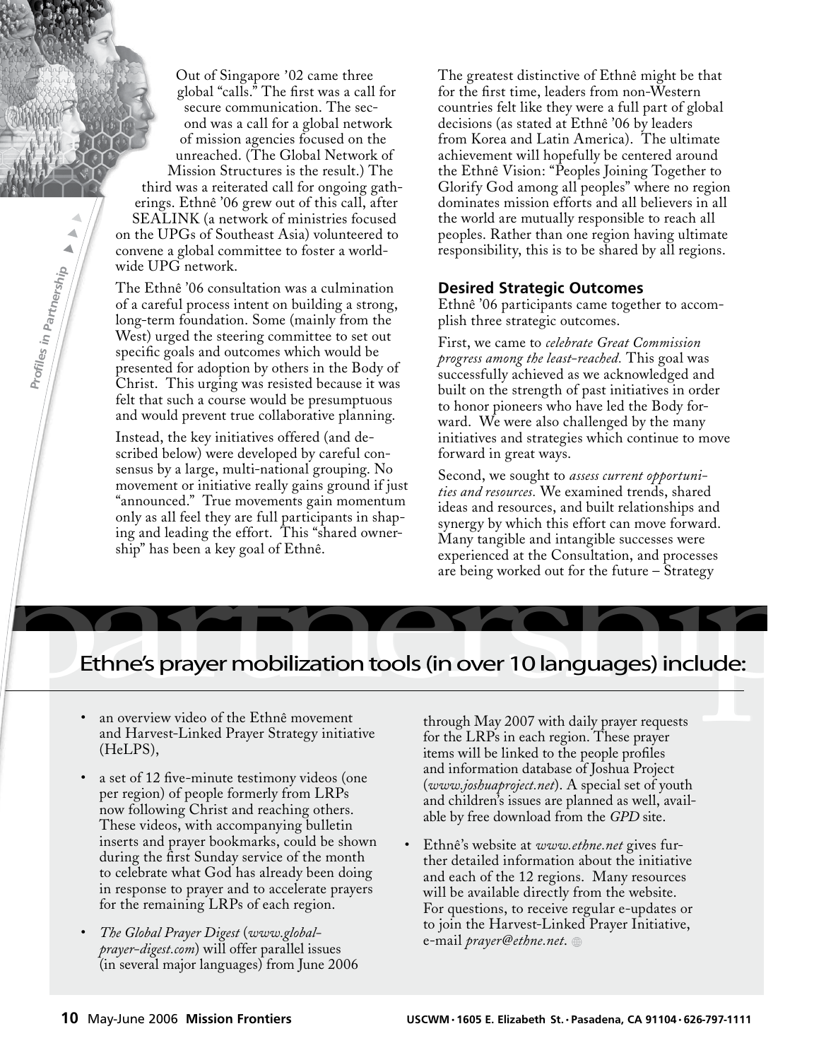Out of Singapore '02 came three global "calls." The first was a call for secure communication. The second was a call for a global network of mission agencies focused on the unreached. (The Global Network of Mission Structures is the result.) The third was a reiterated call for ongoing gatherings. Ethnê '06 grew out of this call, after SEALINK (a network of ministries focused on the UPGs of Southeast Asia) volunteered to convene a global committee to foster a worldwide UPG network.

The Ethnê '06 consultation was a culmination of a careful process intent on building a strong, long-term foundation. Some (mainly from the West) urged the steering committee to set out specific goals and outcomes which would be presented for adoption by others in the Body of Christ. This urging was resisted because it was felt that such a course would be presumptuous and would prevent true collaborative planning.

Instead, the key initiatives offered (and described below) were developed by careful consensus by a large, multi-national grouping. No movement or initiative really gains ground if just "announced." True movements gain momentum only as all feel they are full participants in shaping and leading the effort. This "shared ownership" has been a key goal of Ethnê.

The greatest distinctive of Ethnê might be that for the first time, leaders from non-Western countries felt like they were a full part of global decisions (as stated at Ethnê '06 by leaders from Korea and Latin America). The ultimate achievement will hopefully be centered around the Ethnê Vision: "Peoples Joining Together to Glorify God among all peoples" where no region dominates mission efforts and all believers in all the world are mutually responsible to reach all peoples. Rather than one region having ultimate responsibility, this is to be shared by all regions.

### Desired Strategic Outcomes

Ethnê '06 participants came together to accomplish three strategic outcomes.

First, we came to *celebrate Great Commission progress among the least-reached.* This goal was successfully achieved as we acknowledged and built on the strength of past initiatives in order to honor pioneers who have led the Body forward. We were also challenged by the many initiatives and strategies which continue to move forward in great ways.

Second, we sought to *assess current opportunities and resources.* We examined trends, shared ideas and resources, and built relationships and synergy by which this effort can move forward. Many tangible and intangible successes were experienced at the Consultation, and processes are being worked out for the future – Strategy

## Ethne's prayer mobilization tools (in over 10 languages) include:

- an overview video of the Ethnê movement and Harvest-Linked Prayer Strategy initiative (HeLPS),
- a set of 12 five-minute testimony videos (one per region) of people formerly from LRPs now following Christ and reaching others. These videos, with accompanying bulletin inserts and prayer bookmarks, could be shown during the first Sunday service of the month to celebrate what God has already been doing in response to prayer and to accelerate prayers for the remaining LRPs of each region.
- *The Global Prayer Digest* (*www.global-prayer-digest.com*) will offer parallel issues (in several major languages) from June 2006 through May 2007 with daily prayer requests for the LRPs in each region. These prayer items will be linked to the people profiles and information database of Joshua Project (*www.joshuaproject.net*). A special set of youth and children's issues are planned as well, available by free download from the *GPD* site.
- Ethnê's website at *www.ethne.net* gives further detailed information about the initiative and each of the 12 regions. Many resources will be available directly from the website. For questions, to receive regular e-updates or to join the Harvest-Linked Prayer Initiative, e-mail *prayer@ethne.net*.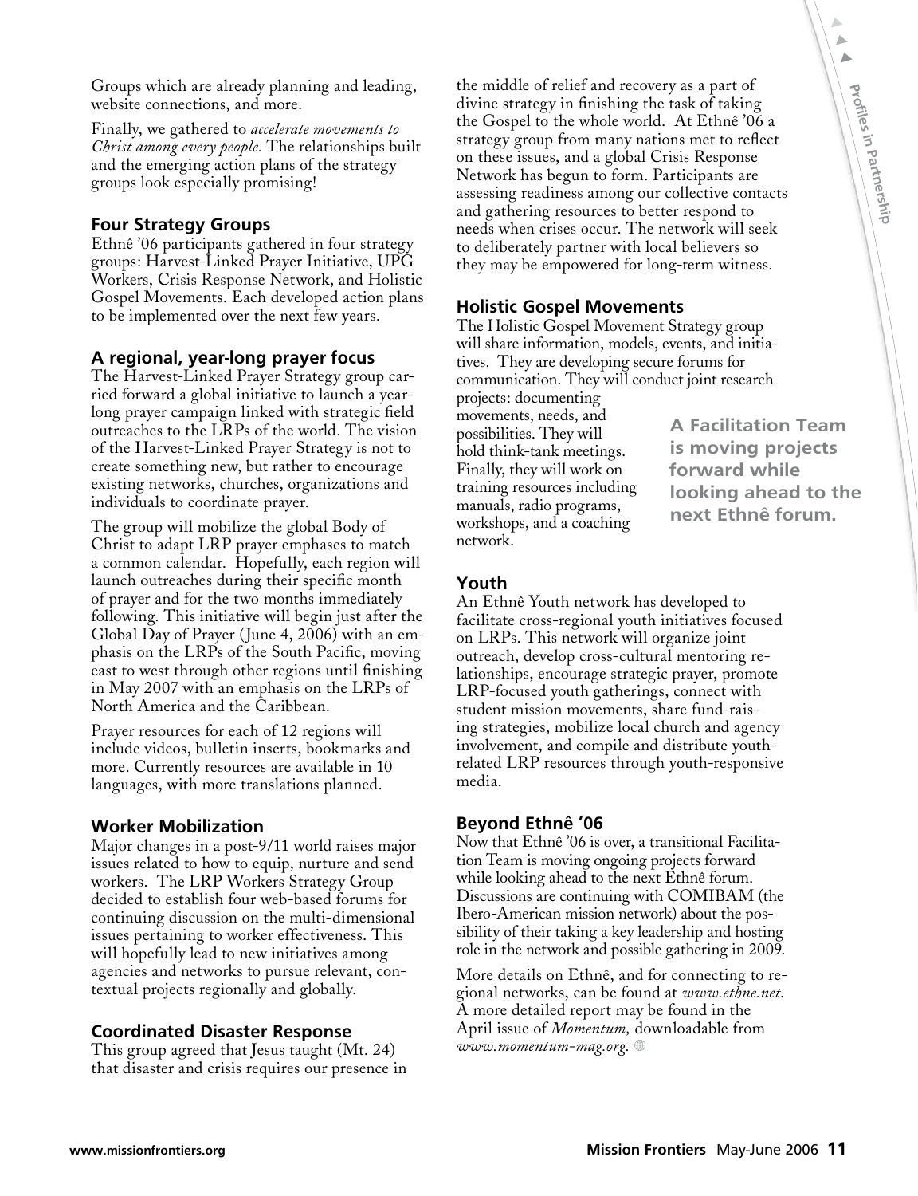Groups which are already planning and leading, website connections, and more.

Finally, we gathered to *accelerate movements to Christ among every people.* The relationships built and the emerging action plans of the strategy groups look especially promising!

### Four Strategy Groups

Ethnê '06 participants gathered in four strategy groups: Harvest-Linked Prayer Initiative, UPG Workers, Crisis Response Network, and Holistic Gospel Movements. Each developed action plans to be implemented over the next few years.

### A regional, year-long prayer focus

The Harvest-Linked Prayer Strategy group carried forward a global initiative to launch a year-long prayer campaign linked with strategic field outreaches to the LRPs of the world. The vision of the Harvest-Linked Prayer Strategy is not to create something new, but rather to encourage existing networks, churches, organizations and individuals to coordinate prayer.

The group will mobilize the global Body of Christ to adapt LRP prayer emphases to match a common calendar. Hopefully, each region will launch outreaches during their specific month of prayer and for the two months immediately following. This initiative will begin just after the Global Day of Prayer (June 4, 2006) with an emphasis on the LRPs of the South Pacific, moving east to west through other regions until finishing in May 2007 with an emphasis on the LRPs of North America and the Caribbean.

Prayer resources for each of 12 regions will include videos, bulletin inserts, bookmarks and more. Currently resources are available in 10 languages, with more translations planned.

### Worker Mobilization

Major changes in a post-9/11 world raises major issues related to how to equip, nurture and send workers. The LRP Workers Strategy Group decided to establish four web-based forums for continuing discussion on the multi-dimensional issues pertaining to worker effectiveness. This will hopefully lead to new initiatives among agencies and networks to pursue relevant, contextual projects regionally and globally.

### Coordinated Disaster Response

This group agreed that Jesus taught (Mt. 24) that disaster and crisis requires our presence in the middle of relief and recovery as a part of divine strategy in finishing the task of taking the Gospel to the whole world. At Ethnê '06 a strategy group from many nations met to reflect on these issues, and a global Crisis Response Network has begun to form. Participants are assessing readiness among our collective contacts and gathering resources to better respond to needs when crises occur. The network will seek to deliberately partner with local believers so they may be empowered for long-term witness.

### Holistic Gospel Movements

The Holistic Gospel Movement Strategy group will share information, models, events, and initiatives. They are developing secure forums for communication. They will conduct joint research projects: documenting movements, needs, and possibilities. They will hold think-tank meetings. Finally, they will work on training resources including manuals, radio programs, workshops, and a coaching network.

**A Facilitation Team is moving projects forward while looking ahead to the next Ethnê forum.**

### Youth

An Ethnê Youth network has developed to facilitate cross-regional youth initiatives focused on LRPs. This network will organize joint outreach, develop cross-cultural mentoring relationships, encourage strategic prayer, promote LRP-focused youth gatherings, connect with student mission movements, share fund-raising strategies, mobilize local church and agency involvement, and compile and distribute youth-related LRP resources through youth-responsive media.

### Beyond Ethnê '06

Now that Ethnê '06 is over, a transitional Facilitation Team is moving ongoing projects forward while looking ahead to the next Ethnê forum. Discussions are continuing with COMIBAM (the Ibero-American mission network) about the possibility of their taking a key leadership and hosting role in the network and possible gathering in 2009.

More details on Ethnê, and for connecting to regional networks, can be found at *www.ethne.net*. A more detailed report may be found in the April issue of *Momentum,* downloadable from *www.momentum-mag.org.*